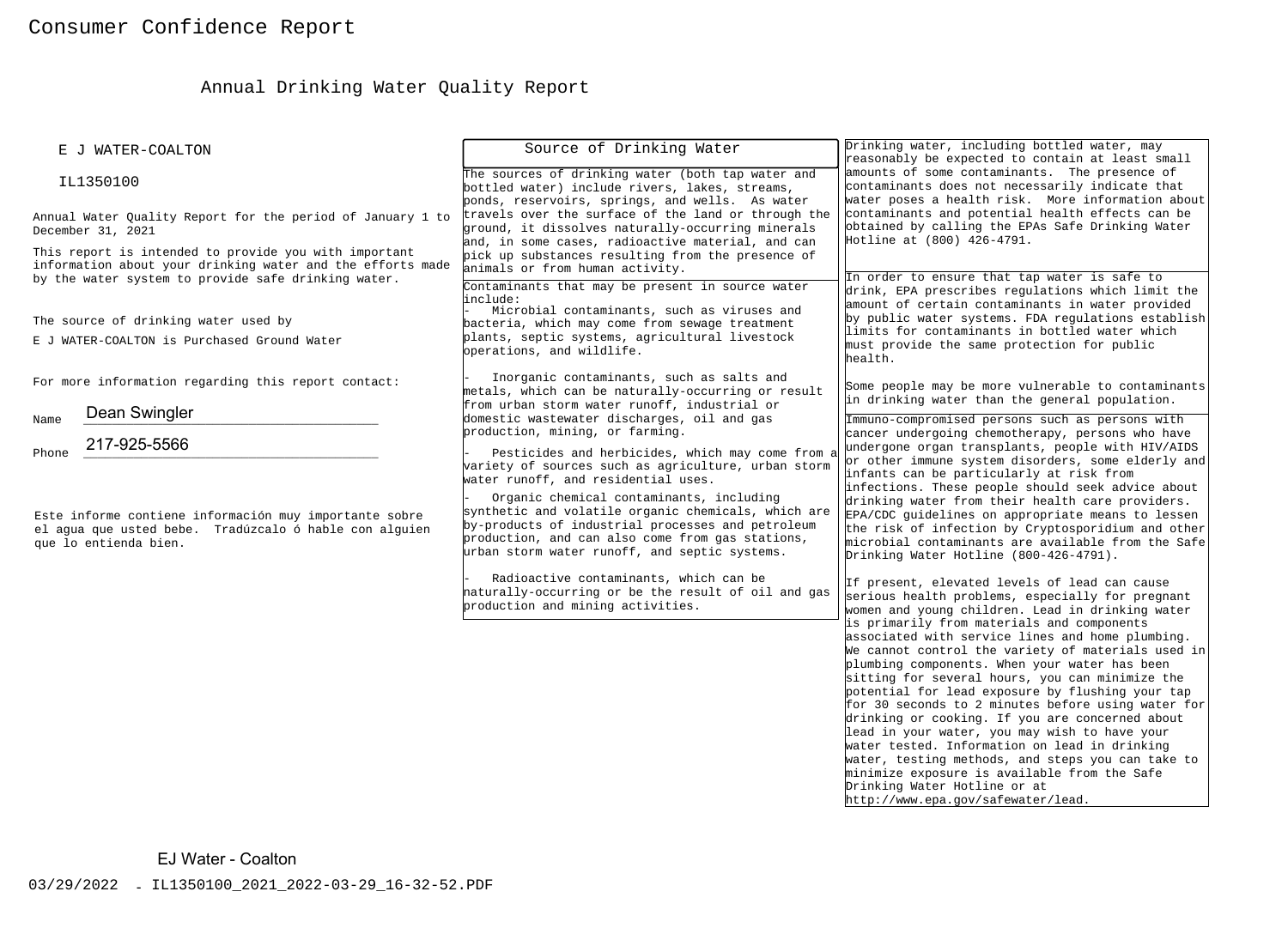# Consumer Confidence Report

## Annual Drinking Water Quality Report

E J WATER-COALTON

IL1350100

Annual Water Quality Report for the period of January 1 to December 31, 2021

This report is intended to provide you with important information about your drinking water and the efforts made by the water system to provide safe drinking water.

The source of drinking water used by E J WATER-COALTON is Purchased Ground Water

For more information regarding this report contact:

Name Dean Swingler

Phone 217-925-5566

Este informe contiene información muy importante sobre el agua que usted bebe. Tradúzcalo ó hable con alguien que lo entienda bien.

### Source of Drinking Water

The sources of drinking water (both tap water and bottled water) include rivers, lakes, streams, ponds, reservoirs, springs, and wells. As water travels over the surface of the land or through the ground, it dissolves naturally-occurring minerals and, in some cases, radioactive material, and can pick up substances resulting from the presence of animals or from human activity.

Contaminants that may be present in source water include:

- Microbial contaminants, such as viruses and bacteria, which may come from sewage treatment plants, septic systems, agricultural livestock operations, and wildlife.
- Inorganic contaminants, such as salts and metals, which can be naturally-occurring or result from urban storm water runoff, industrial or domestic wastewater discharges, oil and gas production, mining, or farming.
- Pesticides and herbicides, which may come from a variety of sources such as agriculture, urban storm water runoff, and residential uses.
- Organic chemical contaminants, including synthetic and volatile organic chemicals, which are by-products of industrial processes and petroleum production, and can also come from gas stations, urban storm water runoff, and septic systems.
- Radioactive contaminants, which can be naturally-occurring or be the result of oil and gas production and mining activities.

Drinking water, including bottled water, may reasonably be expected to contain at least small amounts of some contaminants. The presence of contaminants does not necessarily indicate that water poses a health risk. More information about contaminants and potential health effects can be obtained by calling the EPAs Safe Drinking Water Hotline at (800) 426-4791.

In order to ensure that tap water is safe to drink, EPA prescribes regulations which limit the amount of certain contaminants in water provided by public water systems. FDA regulations establish limits for contaminants in bottled water which must provide the same protection for public health.

Some people may be more vulnerable to contaminants in drinking water than the general population.

Immuno-compromised persons such as persons with cancer undergoing chemotherapy, persons who have undergone organ transplants, people with HIV/AIDS or other immune system disorders, some elderly and infants can be particularly at risk from infections. These people should seek advice about drinking water from their health care providers. EPA/CDC guidelines on appropriate means to lessen the risk of infection by Cryptosporidium and other microbial contaminants are available from the Safe Drinking Water Hotline (800-426-4791).

If present, elevated levels of lead can cause serious health problems, especially for pregnant women and young children. Lead in drinking water is primarily from materials and components associated with service lines and home plumbing. We cannot control the variety of materials used in plumbing components. When your water has been sitting for several hours, you can minimize the potential for lead exposure by flushing your tap for 30 seconds to 2 minutes before using water for drinking or cooking. If you are concerned about lead in your water, you may wish to have your water tested. Information on lead in drinking water, testing methods, and steps you can take to minimize exposure is available from the Safe Drinking Water Hotline or at http://www.epa.gov/safewater/lead.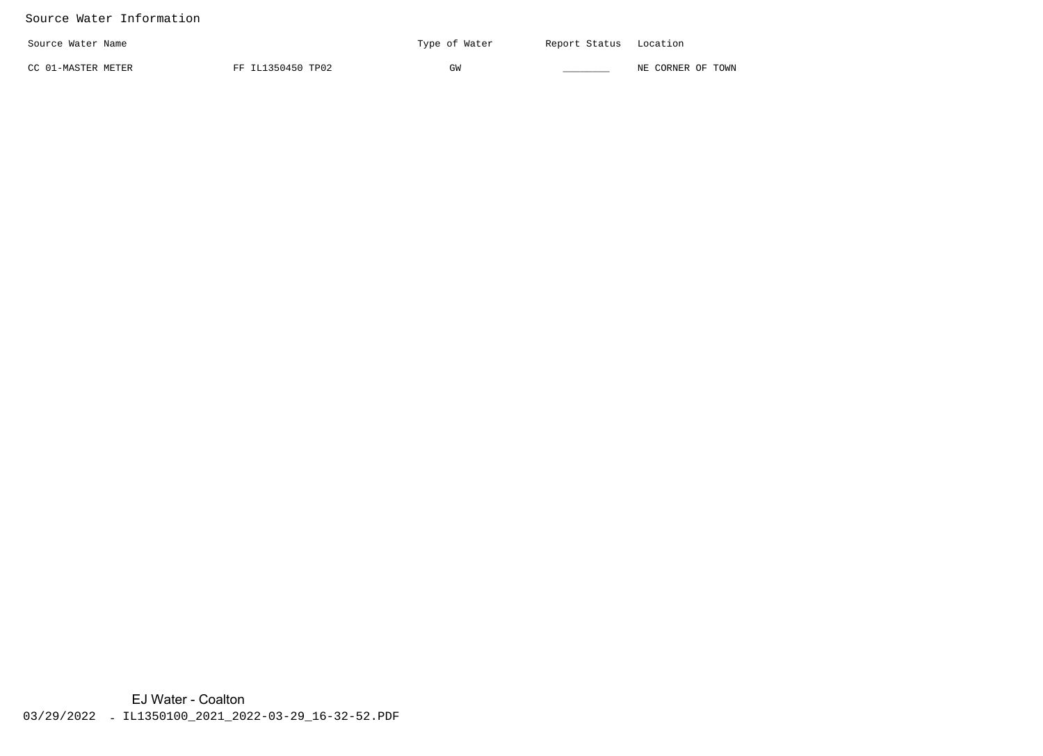## Source Water Information

| Source Water Name | | Type of Water | Report Status | Location |
|---|---|---|---|---|
| CC 01-MASTER METER | FF IL1350450 TP02 | GW | ________ | NE CORNER OF TOWN |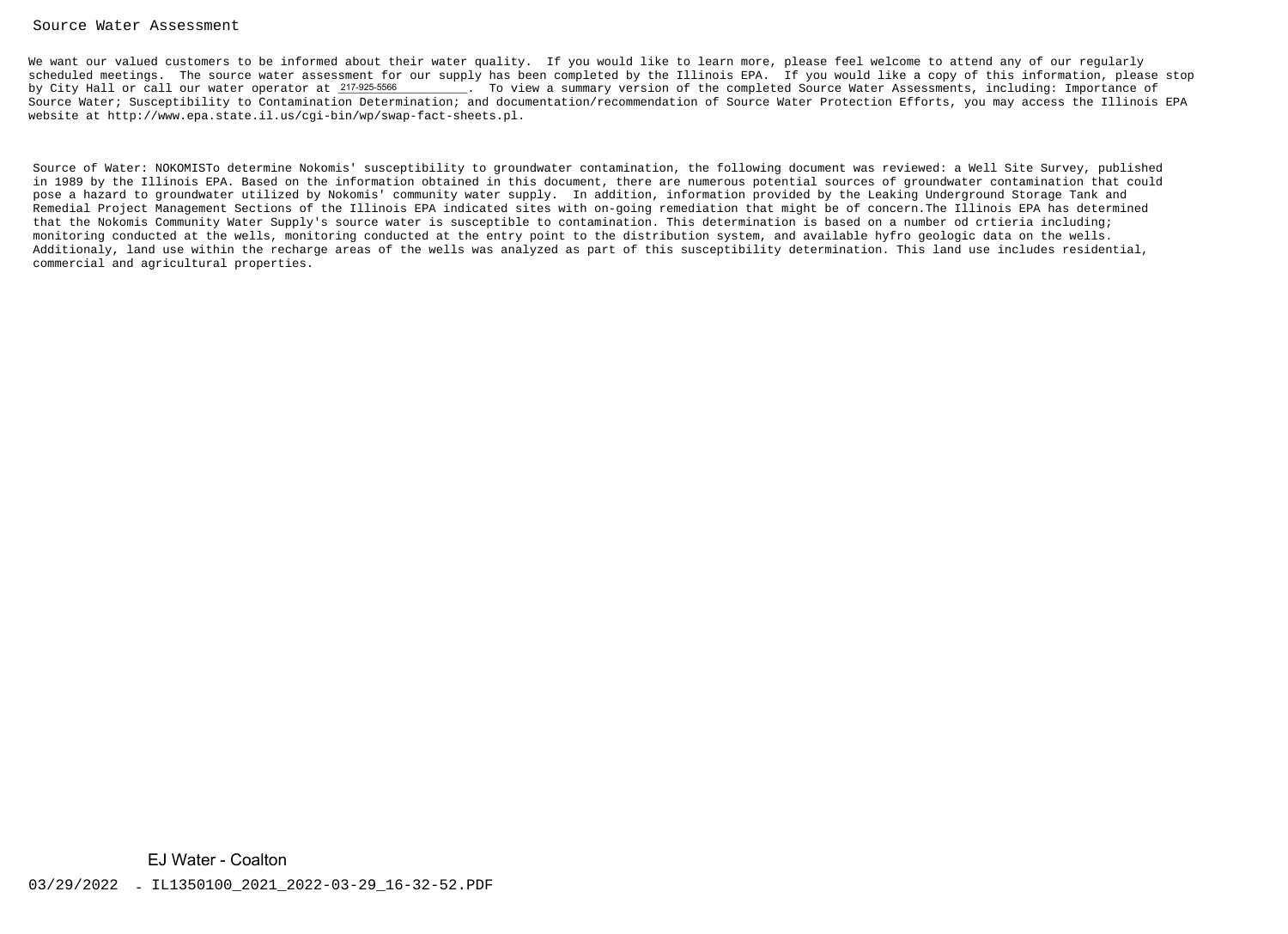## Source Water Assessment

We want our valued customers to be informed about their water quality. If you would like to learn more, please feel welcome to attend any of our regularly scheduled meetings. The source water assessment for our supply has been completed by the Illinois EPA. If you would like a copy of this information, please stop by City Hall or call our water operator at 217-925-5566. To view a summary version of the completed Source Water Assessments, including: Importance of Source Water; Susceptibility to Contamination Determination; and documentation/recommendation of Source Water Protection Efforts, you may access the Illinois EPA website at http://www.epa.state.il.us/cgi-bin/wp/swap-fact-sheets.pl.

Source of Water: NOKOMISTo determine Nokomis' susceptibility to groundwater contamination, the following document was reviewed: a Well Site Survey, published in 1989 by the Illinois EPA. Based on the information obtained in this document, there are numerous potential sources of groundwater contamination that could pose a hazard to groundwater utilized by Nokomis' community water supply. In addition, information provided by the Leaking Underground Storage Tank and Remedial Project Management Sections of the Illinois EPA indicated sites with on-going remediation that might be of concern.The Illinois EPA has determined that the Nokomis Community Water Supply's source water is susceptible to contamination. This determination is based on a number od crtieria including; monitoring conducted at the wells, monitoring conducted at the entry point to the distribution system, and available hyfro geologic data on the wells. Additionaly, land use within the recharge areas of the wells was analyzed as part of this susceptibility determination. This land use includes residential, commercial and agricultural properties.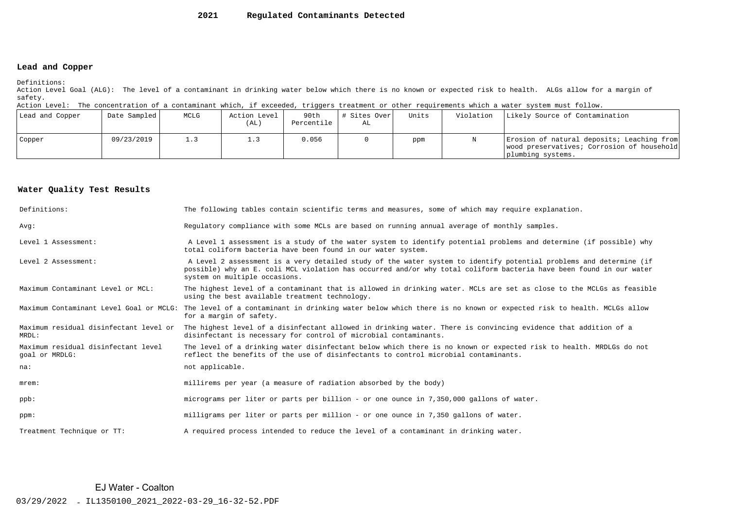# 2021 Regulated Contaminants Detected

## Lead and Copper

Definitions:

Action Level Goal (ALG): The level of a contaminant in drinking water below which there is no known or expected risk to health. ALGs allow for a margin of safety.

Action Level: The concentration of a contaminant which, if exceeded, triggers treatment or other requirements which a water system must follow.

| Lead and Copper | Date Sampled | MCLG | Action Level (AL) | 90th Percentile | # Sites Over AL | Units | Violation | Likely Source of Contamination |
|---|---|---|---|---|---|---|---|---|
| Copper | 09/23/2019 | 1.3 | 1.3 | 0.056 | 0 | ppm | N | Erosion of natural deposits; Leaching from wood preservatives; Corrosion of household plumbing systems. |

## Water Quality Test Results

| | |
|---|---|
| Definitions: | The following tables contain scientific terms and measures, some of which may require explanation. |
| Avg: | Regulatory compliance with some MCLs are based on running annual average of monthly samples. |
| Level 1 Assessment: | A Level 1 assessment is a study of the water system to identify potential problems and determine (if possible) why total coliform bacteria have been found in our water system. |
| Level 2 Assessment: | A Level 2 assessment is a very detailed study of the water system to identify potential problems and determine (if possible) why an E. coli MCL violation has occurred and/or why total coliform bacteria have been found in our water system on multiple occasions. |
| Maximum Contaminant Level or MCL: | The highest level of a contaminant that is allowed in drinking water. MCLs are set as close to the MCLGs as feasible using the best available treatment technology. |
| Maximum Contaminant Level Goal or MCLG: | The level of a contaminant in drinking water below which there is no known or expected risk to health. MCLGs allow for a margin of safety. |
| Maximum residual disinfectant level or MRDL: | The highest level of a disinfectant allowed in drinking water. There is convincing evidence that addition of a disinfectant is necessary for control of microbial contaminants. |
| Maximum residual disinfectant level goal or MRDLG: | The level of a drinking water disinfectant below which there is no known or expected risk to health. MRDLGs do not reflect the benefits of the use of disinfectants to control microbial contaminants. |
| na: | not applicable. |
| mrem: | millirems per year (a measure of radiation absorbed by the body) |
| ppb: | micrograms per liter or parts per billion - or one ounce in 7,350,000 gallons of water. |
| ppm: | milligrams per liter or parts per million - or one ounce in 7,350 gallons of water. |
| Treatment Technique or TT: | A required process intended to reduce the level of a contaminant in drinking water. |

EJ Water - Coalton

03/29/2022 - IL1350100_2021_2022-03-29_16-32-52.PDF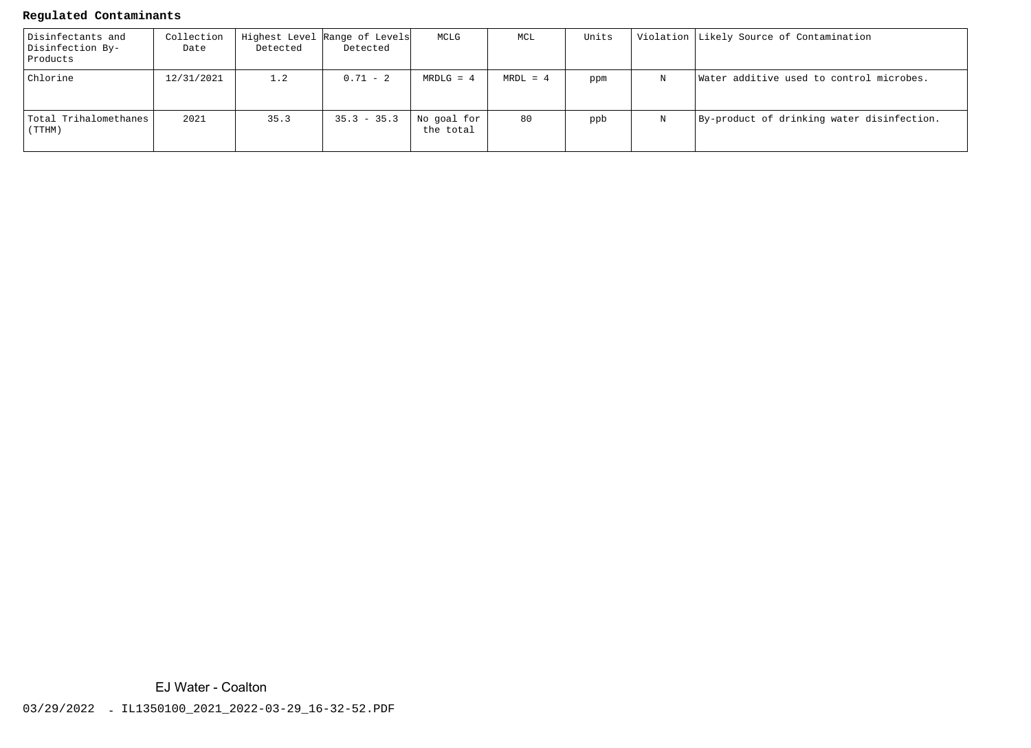**Regulated Contaminants**

| Disinfectants and Disinfection By-Products | Collection Date | Highest Level Detected | Range of Levels Detected | MCLG | MCL | Units | Violation | Likely Source of Contamination |
|---|---|---|---|---|---|---|---|---|
| Chlorine | 12/31/2021 | 1.2 | 0.71 - 2 | MRDLG = 4 | MRDL = 4 | ppm | N | Water additive used to control microbes. |
| Total Trihalomethanes (TTHM) | 2021 | 35.3 | 35.3 - 35.3 | No goal for the total | 80 | ppb | N | By-product of drinking water disinfection. |

EJ Water - Coalton

03/29/2022 - IL1350100_2021_2022-03-29_16-32-52.PDF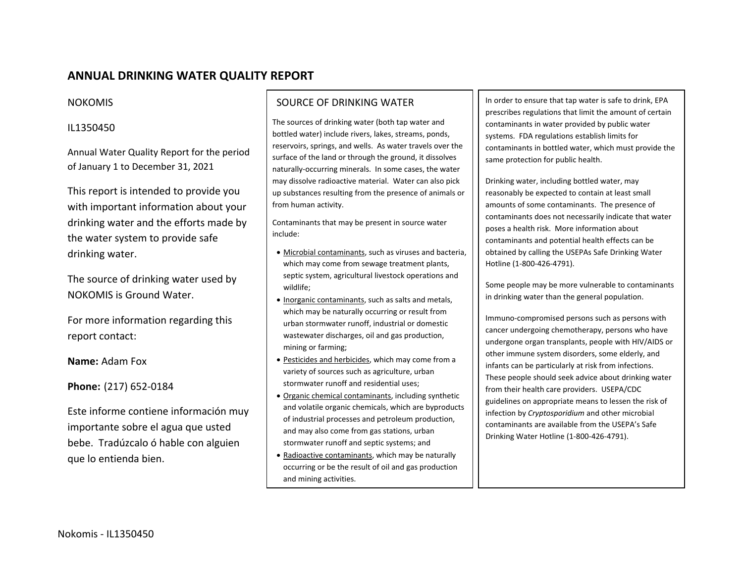# ANNUAL DRINKING WATER QUALITY REPORT

NOKOMIS

IL1350450

Annual Water Quality Report for the period of January 1 to December 31, 2021

This report is intended to provide you with important information about your drinking water and the efforts made by the water system to provide safe drinking water.

The source of drinking water used by NOKOMIS is Ground Water.

For more information regarding this report contact:

**Name:** Adam Fox

**Phone:** (217) 652-0184

Este informe contiene información muy importante sobre el agua que usted bebe. Tradúzcalo ó hable con alguien que lo entienda bien.

## SOURCE OF DRINKING WATER

The sources of drinking water (both tap water and bottled water) include rivers, lakes, streams, ponds, reservoirs, springs, and wells. As water travels over the surface of the land or through the ground, it dissolves naturally-occurring minerals. In some cases, the water may dissolve radioactive material. Water can also pick up substances resulting from the presence of animals or from human activity.

Contaminants that may be present in source water include:

- Microbial contaminants, such as viruses and bacteria, which may come from sewage treatment plants, septic system, agricultural livestock operations and wildlife;
- Inorganic contaminants, such as salts and metals, which may be naturally occurring or result from urban stormwater runoff, industrial or domestic wastewater discharges, oil and gas production, mining or farming;
- Pesticides and herbicides, which may come from a variety of sources such as agriculture, urban stormwater runoff and residential uses;
- Organic chemical contaminants, including synthetic and volatile organic chemicals, which are byproducts of industrial processes and petroleum production, and may also come from gas stations, urban stormwater runoff and septic systems; and
- Radioactive contaminants, which may be naturally occurring or be the result of oil and gas production and mining activities.

In order to ensure that tap water is safe to drink, EPA prescribes regulations that limit the amount of certain contaminants in water provided by public water systems. FDA regulations establish limits for contaminants in bottled water, which must provide the same protection for public health.

Drinking water, including bottled water, may reasonably be expected to contain at least small amounts of some contaminants. The presence of contaminants does not necessarily indicate that water poses a health risk. More information about contaminants and potential health effects can be obtained by calling the USEPAs Safe Drinking Water Hotline (1-800-426-4791).

Some people may be more vulnerable to contaminants in drinking water than the general population.

Immuno-compromised persons such as persons with cancer undergoing chemotherapy, persons who have undergone organ transplants, people with HIV/AIDS or other immune system disorders, some elderly, and infants can be particularly at risk from infections. These people should seek advice about drinking water from their health care providers. USEPA/CDC guidelines on appropriate means to lessen the risk of infection by *Cryptosporidium* and other microbial contaminants are available from the USEPA's Safe Drinking Water Hotline (1-800-426-4791).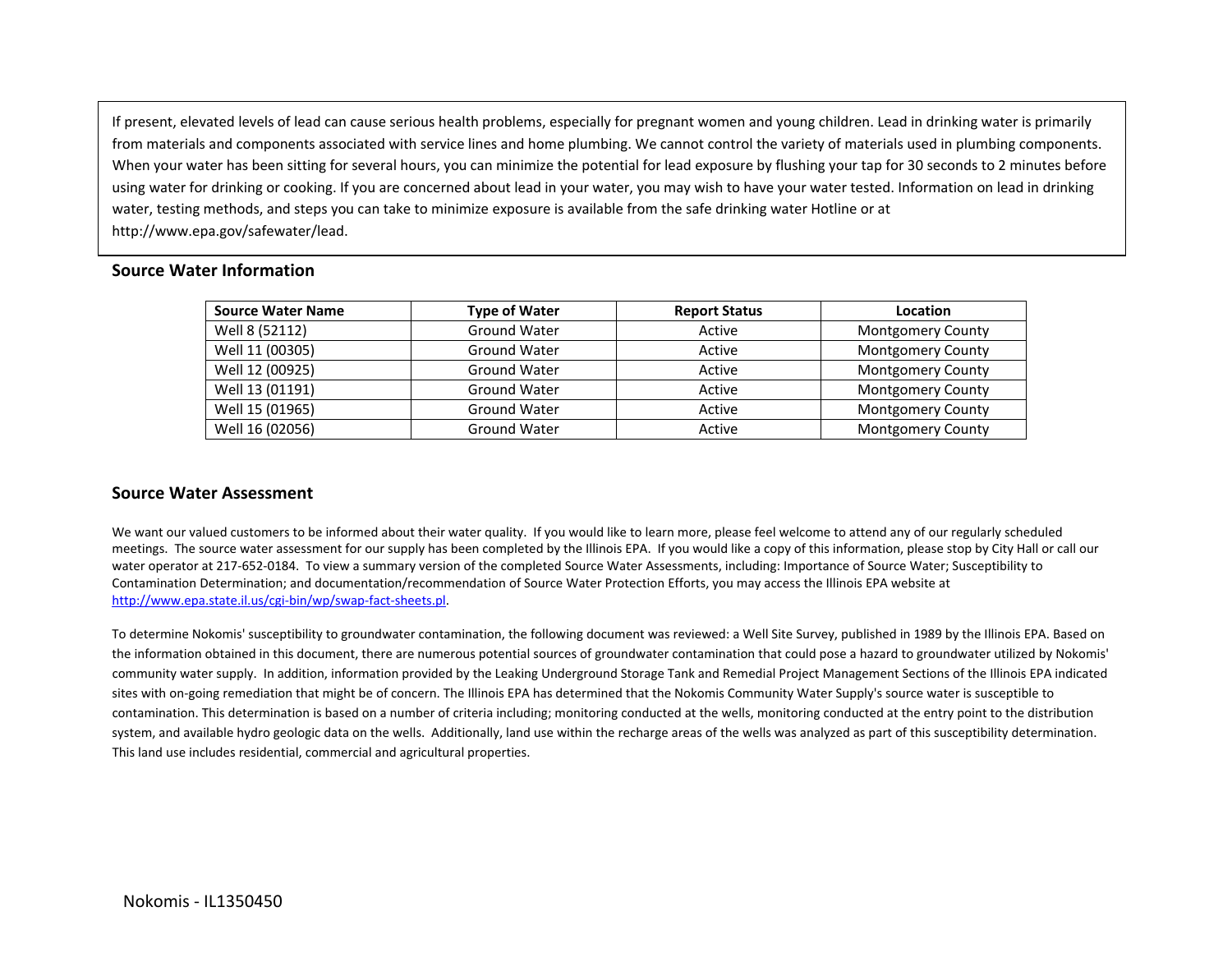If present, elevated levels of lead can cause serious health problems, especially for pregnant women and young children. Lead in drinking water is primarily from materials and components associated with service lines and home plumbing. We cannot control the variety of materials used in plumbing components. When your water has been sitting for several hours, you can minimize the potential for lead exposure by flushing your tap for 30 seconds to 2 minutes before using water for drinking or cooking. If you are concerned about lead in your water, you may wish to have your water tested. Information on lead in drinking water, testing methods, and steps you can take to minimize exposure is available from the safe drinking water Hotline or at http://www.epa.gov/safewater/lead.

## Source Water Information

| Source Water Name | Type of Water | Report Status | Location |
|---|---|---|---|
| Well 8 (52112) | Ground Water | Active | Montgomery County |
| Well 11 (00305) | Ground Water | Active | Montgomery County |
| Well 12 (00925) | Ground Water | Active | Montgomery County |
| Well 13 (01191) | Ground Water | Active | Montgomery County |
| Well 15 (01965) | Ground Water | Active | Montgomery County |
| Well 16 (02056) | Ground Water | Active | Montgomery County |

## Source Water Assessment

We want our valued customers to be informed about their water quality. If you would like to learn more, please feel welcome to attend any of our regularly scheduled meetings. The source water assessment for our supply has been completed by the Illinois EPA. If you would like a copy of this information, please stop by City Hall or call our water operator at 217-652-0184. To view a summary version of the completed Source Water Assessments, including: Importance of Source Water; Susceptibility to Contamination Determination; and documentation/recommendation of Source Water Protection Efforts, you may access the Illinois EPA website at http://www.epa.state.il.us/cgi-bin/wp/swap-fact-sheets.pl.

To determine Nokomis' susceptibility to groundwater contamination, the following document was reviewed: a Well Site Survey, published in 1989 by the Illinois EPA. Based on the information obtained in this document, there are numerous potential sources of groundwater contamination that could pose a hazard to groundwater utilized by Nokomis' community water supply. In addition, information provided by the Leaking Underground Storage Tank and Remedial Project Management Sections of the Illinois EPA indicated sites with on-going remediation that might be of concern. The Illinois EPA has determined that the Nokomis Community Water Supply's source water is susceptible to contamination. This determination is based on a number of criteria including; monitoring conducted at the wells, monitoring conducted at the entry point to the distribution system, and available hydro geologic data on the wells. Additionally, land use within the recharge areas of the wells was analyzed as part of this susceptibility determination. This land use includes residential, commercial and agricultural properties.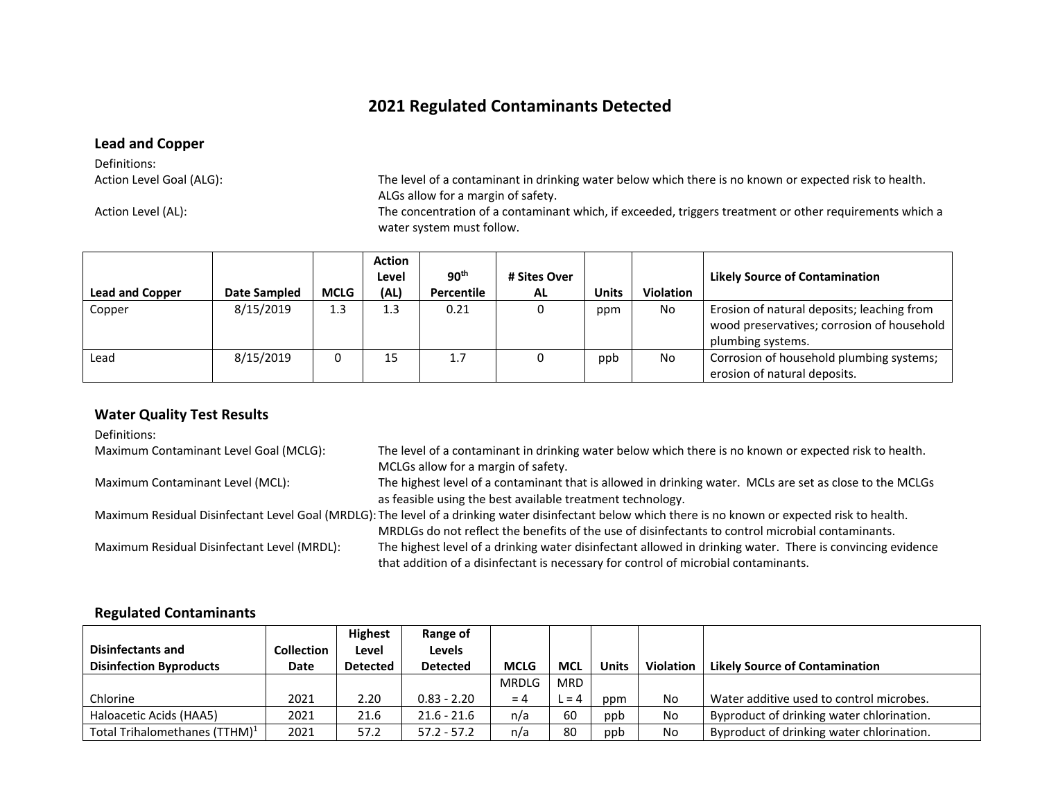# 2021 Regulated Contaminants Detected

## Lead and Copper

Definitions:

Action Level Goal (ALG): The level of a contaminant in drinking water below which there is no known or expected risk to health. ALGs allow for a margin of safety.

Action Level (AL): The concentration of a contaminant which, if exceeded, triggers treatment or other requirements which a water system must follow.

| Lead and Copper | Date Sampled | MCLG | Action Level (AL) | 90th Percentile | # Sites Over AL | Units | Violation | Likely Source of Contamination |
|---|---|---|---|---|---|---|---|---|
| Copper | 8/15/2019 | 1.3 | 1.3 | 0.21 | 0 | ppm | No | Erosion of natural deposits; leaching from wood preservatives; corrosion of household plumbing systems. |
| Lead | 8/15/2019 | 0 | 15 | 1.7 | 0 | ppb | No | Corrosion of household plumbing systems; erosion of natural deposits. |

## Water Quality Test Results

Definitions:

Maximum Contaminant Level Goal (MCLG): The level of a contaminant in drinking water below which there is no known or expected risk to health. MCLGs allow for a margin of safety.

Maximum Contaminant Level (MCL): The highest level of a contaminant that is allowed in drinking water. MCLs are set as close to the MCLGs as feasible using the best available treatment technology.

Maximum Residual Disinfectant Level Goal (MRDLG): The level of a drinking water disinfectant below which there is no known or expected risk to health. MRDLGs do not reflect the benefits of the use of disinfectants to control microbial contaminants.

Maximum Residual Disinfectant Level (MRDL): The highest level of a drinking water disinfectant allowed in drinking water. There is convincing evidence that addition of a disinfectant is necessary for control of microbial contaminants.

## Regulated Contaminants

| Disinfectants and Disinfection Byproducts | Collection Date | Highest Level Detected | Range of Levels Detected | MCLG | MCL | Units | Violation | Likely Source of Contamination |
|---|---|---|---|---|---|---|---|---|
| Chlorine | 2021 | 2.20 | 0.83 - 2.20 | MRDLG = 4 | MRDL = 4 | ppm | No | Water additive used to control microbes. |
| Haloacetic Acids (HAA5) | 2021 | 21.6 | 21.6 - 21.6 | n/a | 60 | ppb | No | Byproduct of drinking water chlorination. |
| Total Trihalomethanes (TTHM)[1] | 2021 | 57.2 | 57.2 - 57.2 | n/a | 80 | ppb | No | Byproduct of drinking water chlorination. |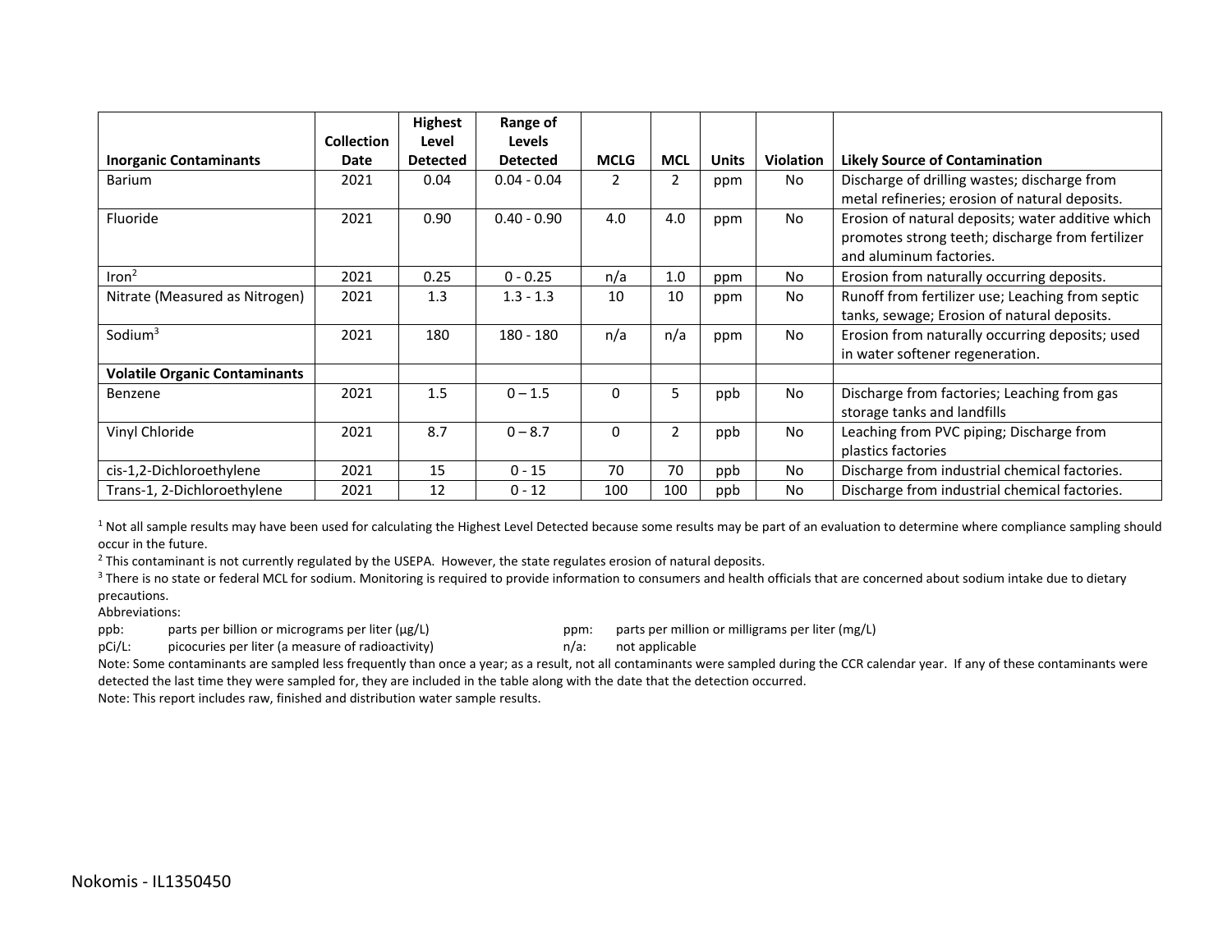| Inorganic Contaminants | Collection Date | Highest Level Detected | Range of Levels Detected | MCLG | MCL | Units | Violation | Likely Source of Contamination |
|---|---|---|---|---|---|---|---|---|
| Barium | 2021 | 0.04 | 0.04 - 0.04 | 2 | 2 | ppm | No | Discharge of drilling wastes; discharge from metal refineries; erosion of natural deposits. |
| Fluoride | 2021 | 0.90 | 0.40 - 0.90 | 4.0 | 4.0 | ppm | No | Erosion of natural deposits; water additive which promotes strong teeth; discharge from fertilizer and aluminum factories. |
| Iron[2] | 2021 | 0.25 | 0 - 0.25 | n/a | 1.0 | ppm | No | Erosion from naturally occurring deposits. |
| Nitrate (Measured as Nitrogen) | 2021 | 1.3 | 1.3 - 1.3 | 10 | 10 | ppm | No | Runoff from fertilizer use; Leaching from septic tanks, sewage; Erosion of natural deposits. |
| Sodium[3] | 2021 | 180 | 180 - 180 | n/a | n/a | ppm | No | Erosion from naturally occurring deposits; used in water softener regeneration. |
| **Volatile Organic Contaminants** | | | | | | | | |
| Benzene | 2021 | 1.5 | 0 – 1.5 | 0 | 5 | ppb | No | Discharge from factories; Leaching from gas storage tanks and landfills |
| Vinyl Chloride | 2021 | 8.7 | 0 – 8.7 | 0 | 2 | ppb | No | Leaching from PVC piping; Discharge from plastics factories |
| cis-1,2-Dichloroethylene | 2021 | 15 | 0 - 15 | 70 | 70 | ppb | No | Discharge from industrial chemical factories. |
| Trans-1, 2-Dichloroethylene | 2021 | 12 | 0 - 12 | 100 | 100 | ppb | No | Discharge from industrial chemical factories. |

[1] Not all sample results may have been used for calculating the Highest Level Detected because some results may be part of an evaluation to determine where compliance sampling should occur in the future.

[2] This contaminant is not currently regulated by the USEPA. However, the state regulates erosion of natural deposits.

[3] There is no state or federal MCL for sodium. Monitoring is required to provide information to consumers and health officials that are concerned about sodium intake due to dietary precautions.

Abbreviations:

ppb: parts per billion or micrograms per liter (µg/L)

ppm: parts per million or milligrams per liter (mg/L)

pCi/L: picocuries per liter (a measure of radioactivity)

n/a: not applicable

Note: Some contaminants are sampled less frequently than once a year; as a result, not all contaminants were sampled during the CCR calendar year. If any of these contaminants were detected the last time they were sampled for, they are included in the table along with the date that the detection occurred.

Note: This report includes raw, finished and distribution water sample results.

Nokomis - IL1350450